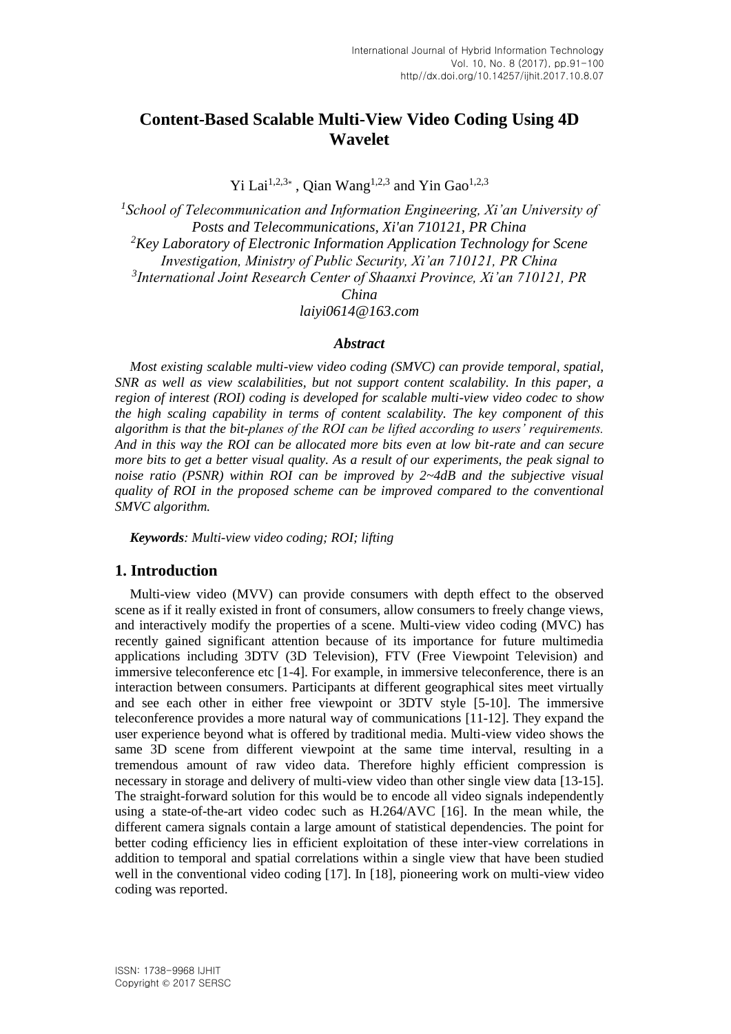# Content-Based Scalable Multi-View Video Coding Using 4D Wavelet

Yi Lai[1,2,3*], Qian Wang[1,2,3] and Yin Gao[1,2,3]

*[1]School of Telecommunication and Information Engineering, Xi'an University of Posts and Telecommunications, Xi'an 710121, PR China*
*[2]Key Laboratory of Electronic Information Application Technology for Scene Investigation, Ministry of Public Security, Xi'an 710121, PR China*
*[3]International Joint Research Center of Shaanxi Province, Xi'an 710121, PR China*
*laiyi0614@163.com*

### *Abstract*

*Most existing scalable multi-view video coding (SMVC) can provide temporal, spatial, SNR as well as view scalabilities, but not support content scalability. In this paper, a region of interest (ROI) coding is developed for scalable multi-view video codec to show the high scaling capability in terms of content scalability. The key component of this algorithm is that the bit-planes of the ROI can be lifted according to users' requirements. And in this way the ROI can be allocated more bits even at low bit-rate and can secure more bits to get a better visual quality. As a result of our experiments, the peak signal to noise ratio (PSNR) within ROI can be improved by 2~4dB and the subjective visual quality of ROI in the proposed scheme can be improved compared to the conventional SMVC algorithm.*

***Keywords**: Multi-view video coding; ROI; lifting*

## 1. Introduction

Multi-view video (MVV) can provide consumers with depth effect to the observed scene as if it really existed in front of consumers, allow consumers to freely change views, and interactively modify the properties of a scene. Multi-view video coding (MVC) has recently gained significant attention because of its importance for future multimedia applications including 3DTV (3D Television), FTV (Free Viewpoint Television) and immersive teleconference etc [1-4]. For example, in immersive teleconference, there is an interaction between consumers. Participants at different geographical sites meet virtually and see each other in either free viewpoint or 3DTV style [5-10]. The immersive teleconference provides a more natural way of communications [11-12]. They expand the user experience beyond what is offered by traditional media. Multi-view video shows the same 3D scene from different viewpoint at the same time interval, resulting in a tremendous amount of raw video data. Therefore highly efficient compression is necessary in storage and delivery of multi-view video than other single view data [13-15]. The straight-forward solution for this would be to encode all video signals independently using a state-of-the-art video codec such as H.264/AVC [16]. In the mean while, the different camera signals contain a large amount of statistical dependencies. The point for better coding efficiency lies in efficient exploitation of these inter-view correlations in addition to temporal and spatial correlations within a single view that have been studied well in the conventional video coding [17]. In [18], pioneering work on multi-view video coding was reported.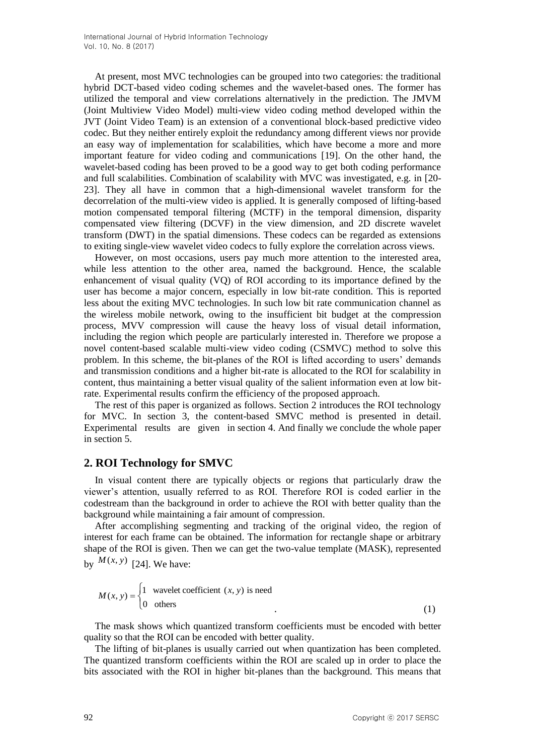At present, most MVC technologies can be grouped into two categories: the traditional hybrid DCT-based video coding schemes and the wavelet-based ones. The former has utilized the temporal and view correlations alternatively in the prediction. The JMVM (Joint Multiview Video Model) multi-view video coding method developed within the JVT (Joint Video Team) is an extension of a conventional block-based predictive video codec. But they neither entirely exploit the redundancy among different views nor provide an easy way of implementation for scalabilities, which have become a more and more important feature for video coding and communications [19]. On the other hand, the wavelet-based coding has been proved to be a good way to get both coding performance and full scalabilities. Combination of scalability with MVC was investigated, e.g. in [20-23]. They all have in common that a high-dimensional wavelet transform for the decorrelation of the multi-view video is applied. It is generally composed of lifting-based motion compensated temporal filtering (MCTF) in the temporal dimension, disparity compensated view filtering (DCVF) in the view dimension, and 2D discrete wavelet transform (DWT) in the spatial dimensions. These codecs can be regarded as extensions to exiting single-view wavelet video codecs to fully explore the correlation across views.

However, on most occasions, users pay much more attention to the interested area, while less attention to the other area, named the background. Hence, the scalable enhancement of visual quality (VQ) of ROI according to its importance defined by the user has become a major concern, especially in low bit-rate condition. This is reported less about the exiting MVC technologies. In such low bit rate communication channel as the wireless mobile network, owing to the insufficient bit budget at the compression process, MVV compression will cause the heavy loss of visual detail information, including the region which people are particularly interested in. Therefore we propose a novel content-based scalable multi-view video coding (CSMVC) method to solve this problem. In this scheme, the bit-planes of the ROI is lifted according to users' demands and transmission conditions and a higher bit-rate is allocated to the ROI for scalability in content, thus maintaining a better visual quality of the salient information even at low bit-rate. Experimental results confirm the efficiency of the proposed approach.

The rest of this paper is organized as follows. Section 2 introduces the ROI technology for MVC. In section 3, the content-based SMVC method is presented in detail. Experimental results are given in section 4. And finally we conclude the whole paper in section 5.

## 2. ROI Technology for SMVC

In visual content there are typically objects or regions that particularly draw the viewer's attention, usually referred to as ROI. Therefore ROI is coded earlier in the codestream than the background in order to achieve the ROI with better quality than the background while maintaining a fair amount of compression.

After accomplishing segmenting and tracking of the original video, the region of interest for each frame can be obtained. The information for rectangle shape or arbitrary shape of the ROI is given. Then we can get the two-value template (MASK), represented by $M(x,y)$ [24]. We have:

$$M(x,y)=\begin{cases}1 & \text{wavelet coefficient } (x,y) \text{ is need}\\ 0 & \text{others}\end{cases} \quad . \tag{1}$$

The mask shows which quantized transform coefficients must be encoded with better quality so that the ROI can be encoded with better quality.

The lifting of bit-planes is usually carried out when quantization has been completed. The quantized transform coefficients within the ROI are scaled up in order to place the bits associated with the ROI in higher bit-planes than the background. This means that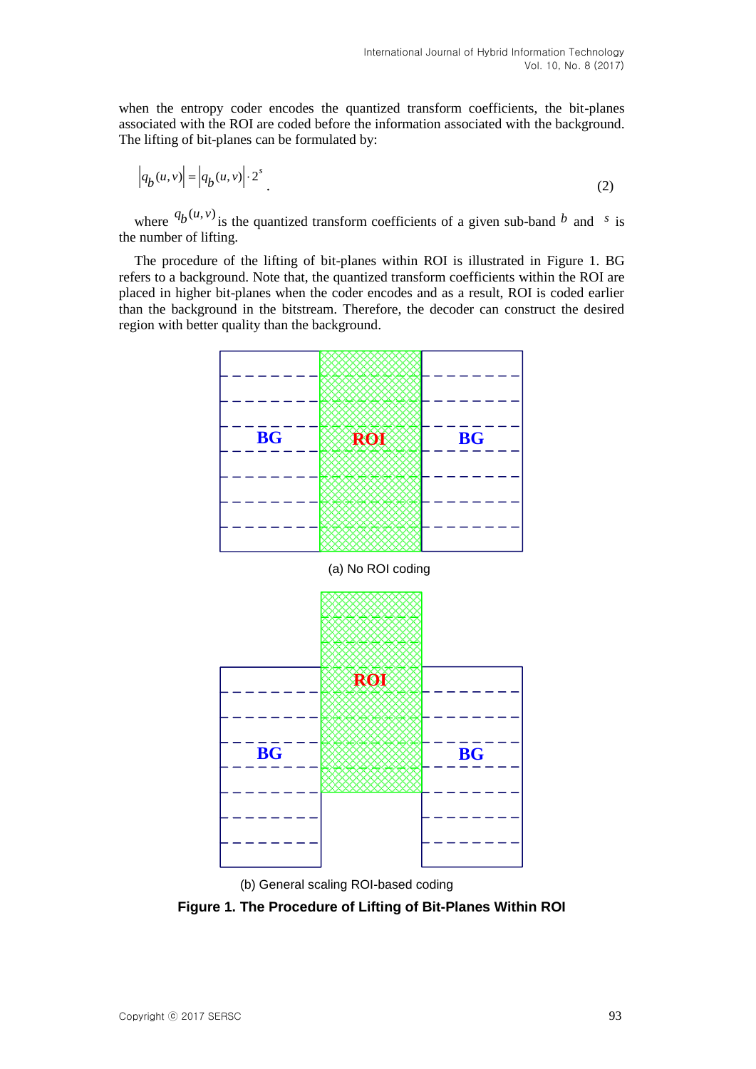when the entropy coder encodes the quantized transform coefficients, the bit-planes associated with the ROI are coded before the information associated with the background. The lifting of bit-planes can be formulated by:

$$\left|q_b(u,v)\right| = \left|q_b(u,v)\right| \cdot 2^s \tag{2}$$

where $q_b(u,v)$ is the quantized transform coefficients of a given sub-band $b$ and $s$ is the number of lifting.

The procedure of the lifting of bit-planes within ROI is illustrated in Figure 1. BG refers to a background. Note that, the quantized transform coefficients within the ROI are placed in higher bit-planes when the coder encodes and as a result, ROI is coded earlier than the background in the bitstream. Therefore, the decoder can construct the desired region with better quality than the background.

(a) No ROI coding

(b) General scaling ROI-based coding

**Figure 1. The Procedure of Lifting of Bit-Planes Within ROI**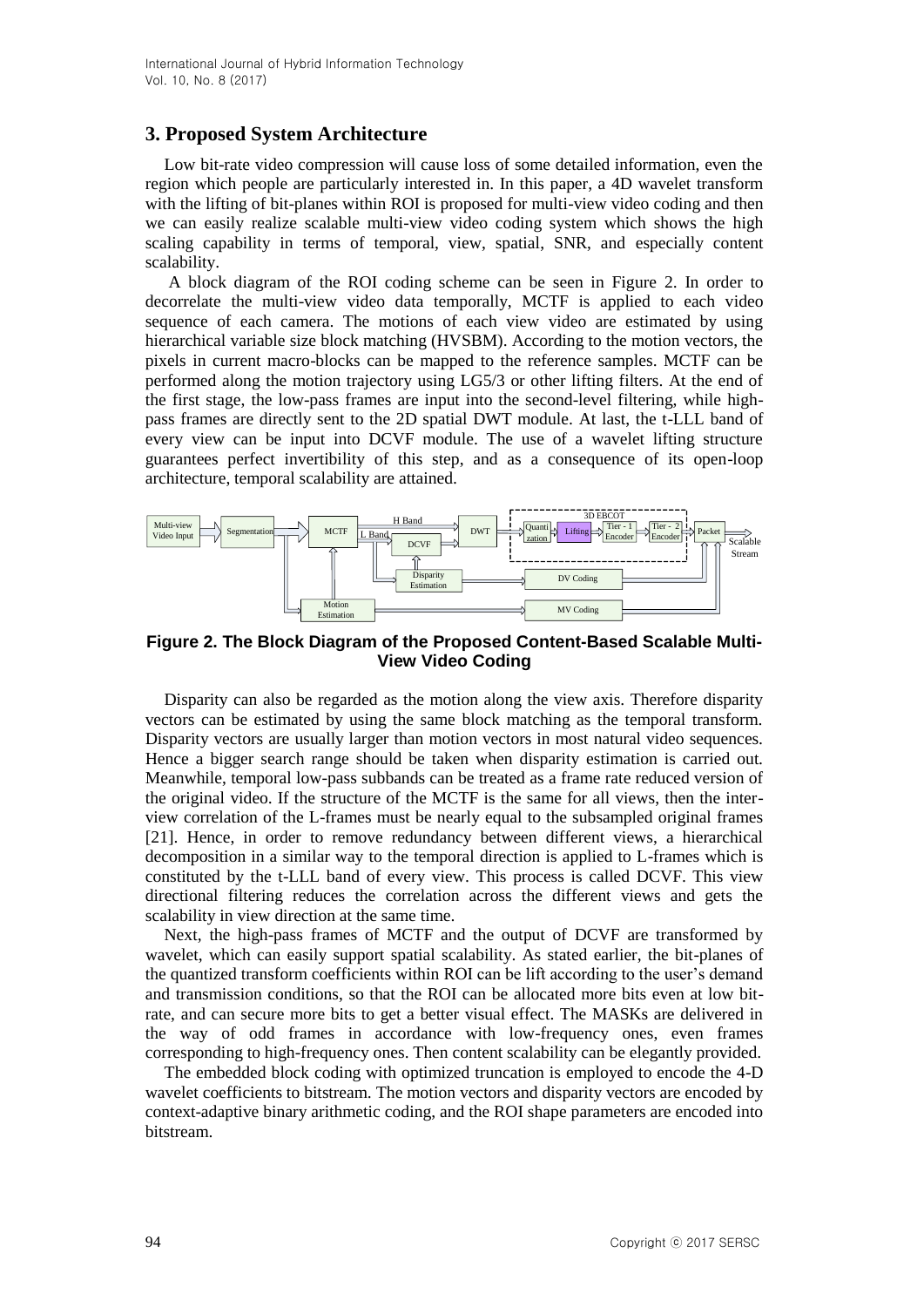## 3. Proposed System Architecture

Low bit-rate video compression will cause loss of some detailed information, even the region which people are particularly interested in. In this paper, a 4D wavelet transform with the lifting of bit-planes within ROI is proposed for multi-view video coding and then we can easily realize scalable multi-view video coding system which shows the high scaling capability in terms of temporal, view, spatial, SNR, and especially content scalability.

A block diagram of the ROI coding scheme can be seen in Figure 2. In order to decorrelate the multi-view video data temporally, MCTF is applied to each video sequence of each camera. The motions of each view video are estimated by using hierarchical variable size block matching (HVSBM). According to the motion vectors, the pixels in current macro-blocks can be mapped to the reference samples. MCTF can be performed along the motion trajectory using LG5/3 or other lifting filters. At the end of the first stage, the low-pass frames are input into the second-level filtering, while high-pass frames are directly sent to the 2D spatial DWT module. At last, the t-LLL band of every view can be input into DCVF module. The use of a wavelet lifting structure guarantees perfect invertibility of this step, and as a consequence of its open-loop architecture, temporal scalability are attained.

**Figure 2. The Block Diagram of the Proposed Content-Based Scalable Multi-View Video Coding**

Disparity can also be regarded as the motion along the view axis. Therefore disparity vectors can be estimated by using the same block matching as the temporal transform. Disparity vectors are usually larger than motion vectors in most natural video sequences. Hence a bigger search range should be taken when disparity estimation is carried out. Meanwhile, temporal low-pass subbands can be treated as a frame rate reduced version of the original video. If the structure of the MCTF is the same for all views, then the inter-view correlation of the L-frames must be nearly equal to the subsampled original frames [21]. Hence, in order to remove redundancy between different views, a hierarchical decomposition in a similar way to the temporal direction is applied to L-frames which is constituted by the t-LLL band of every view. This process is called DCVF. This view directional filtering reduces the correlation across the different views and gets the scalability in view direction at the same time.

Next, the high-pass frames of MCTF and the output of DCVF are transformed by wavelet, which can easily support spatial scalability. As stated earlier, the bit-planes of the quantized transform coefficients within ROI can be lift according to the user's demand and transmission conditions, so that the ROI can be allocated more bits even at low bit-rate, and can secure more bits to get a better visual effect. The MASKs are delivered in the way of odd frames in accordance with low-frequency ones, even frames corresponding to high-frequency ones. Then content scalability can be elegantly provided.

The embedded block coding with optimized truncation is employed to encode the 4-D wavelet coefficients to bitstream. The motion vectors and disparity vectors are encoded by context-adaptive binary arithmetic coding, and the ROI shape parameters are encoded into bitstream.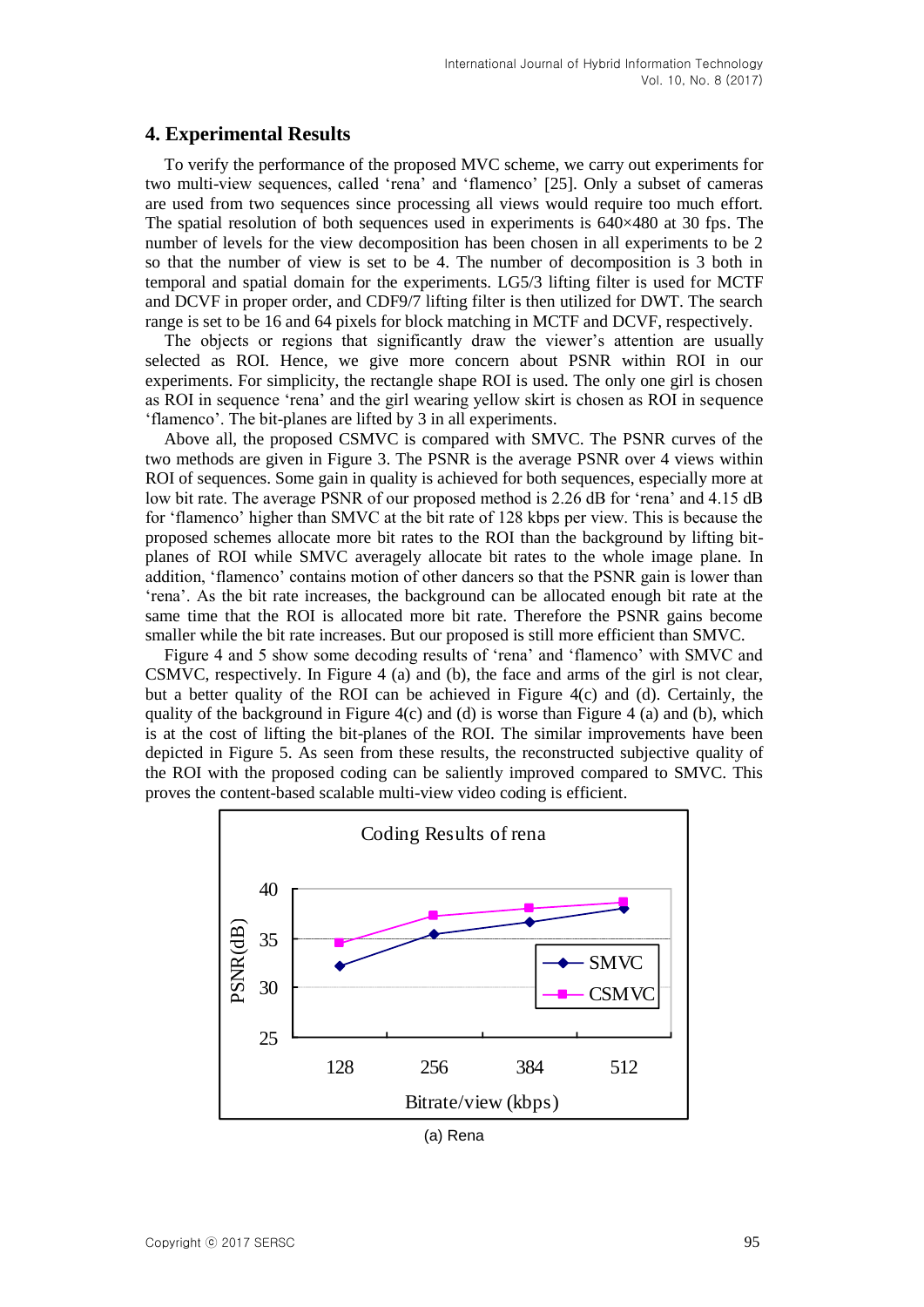## 4. Experimental Results

To verify the performance of the proposed MVC scheme, we carry out experiments for two multi-view sequences, called 'rena' and 'flamenco' [25]. Only a subset of cameras are used from two sequences since processing all views would require too much effort. The spatial resolution of both sequences used in experiments is 640×480 at 30 fps. The number of levels for the view decomposition has been chosen in all experiments to be 2 so that the number of view is set to be 4. The number of decomposition is 3 both in temporal and spatial domain for the experiments. LG5/3 lifting filter is used for MCTF and DCVF in proper order, and CDF9/7 lifting filter is then utilized for DWT. The search range is set to be 16 and 64 pixels for block matching in MCTF and DCVF, respectively.

The objects or regions that significantly draw the viewer's attention are usually selected as ROI. Hence, we give more concern about PSNR within ROI in our experiments. For simplicity, the rectangle shape ROI is used. The only one girl is chosen as ROI in sequence 'rena' and the girl wearing yellow skirt is chosen as ROI in sequence 'flamenco'. The bit-planes are lifted by 3 in all experiments.

Above all, the proposed CSMVC is compared with SMVC. The PSNR curves of the two methods are given in Figure 3. The PSNR is the average PSNR over 4 views within ROI of sequences. Some gain in quality is achieved for both sequences, especially more at low bit rate. The average PSNR of our proposed method is 2.26 dB for 'rena' and 4.15 dB for 'flamenco' higher than SMVC at the bit rate of 128 kbps per view. This is because the proposed schemes allocate more bit rates to the ROI than the background by lifting bit-planes of ROI while SMVC averagely allocate bit rates to the whole image plane. In addition, 'flamenco' contains motion of other dancers so that the PSNR gain is lower than 'rena'. As the bit rate increases, the background can be allocated enough bit rate at the same time that the ROI is allocated more bit rate. Therefore the PSNR gains become smaller while the bit rate increases. But our proposed is still more efficient than SMVC.

Figure 4 and 5 show some decoding results of 'rena' and 'flamenco' with SMVC and CSMVC, respectively. In Figure 4 (a) and (b), the face and arms of the girl is not clear, but a better quality of the ROI can be achieved in Figure 4(c) and (d). Certainly, the quality of the background in Figure 4(c) and (d) is worse than Figure 4 (a) and (b), which is at the cost of lifting the bit-planes of the ROI. The similar improvements have been depicted in Figure 5. As seen from these results, the reconstructed subjective quality of the ROI with the proposed coding can be saliently improved compared to SMVC. This proves the content-based scalable multi-view video coding is efficient.

Coding Results of rena

| Bitrate/view (kbps) | SMVC PSNR (dB) | CSMVC PSNR (dB) |
|---|---|---|
| 128 | ~32.2 | ~34.5 |
| 256 | ~35.5 | ~37.3 |
| 384 | ~36.7 | ~38.0 |
| 512 | ~38.0 | ~38.6 |

(a) Rena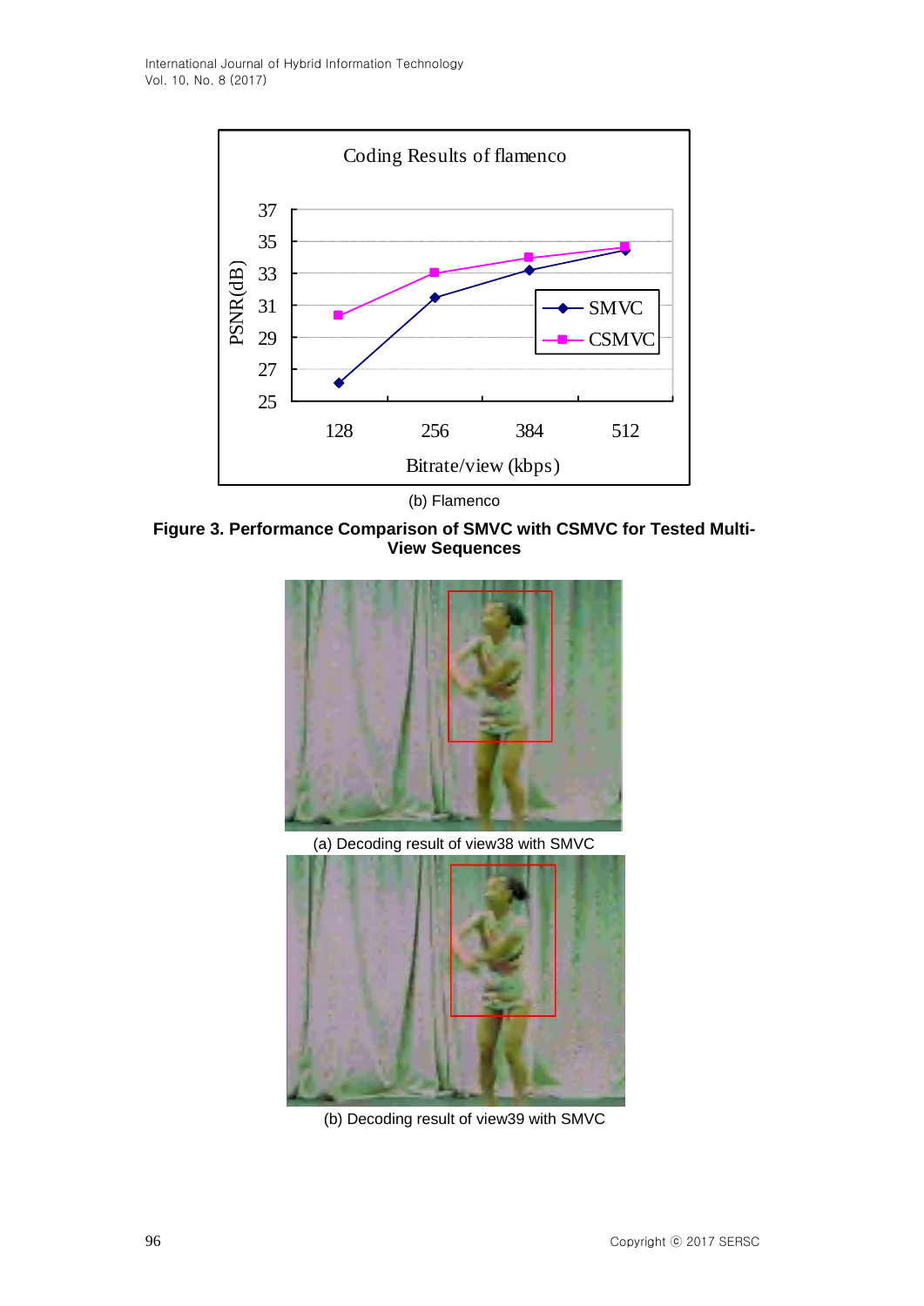(b) Flamenco

**Figure 3. Performance Comparison of SMVC with CSMVC for Tested Multi-View Sequences**

(a) Decoding result of view38 with SMVC

(b) Decoding result of view39 with SMVC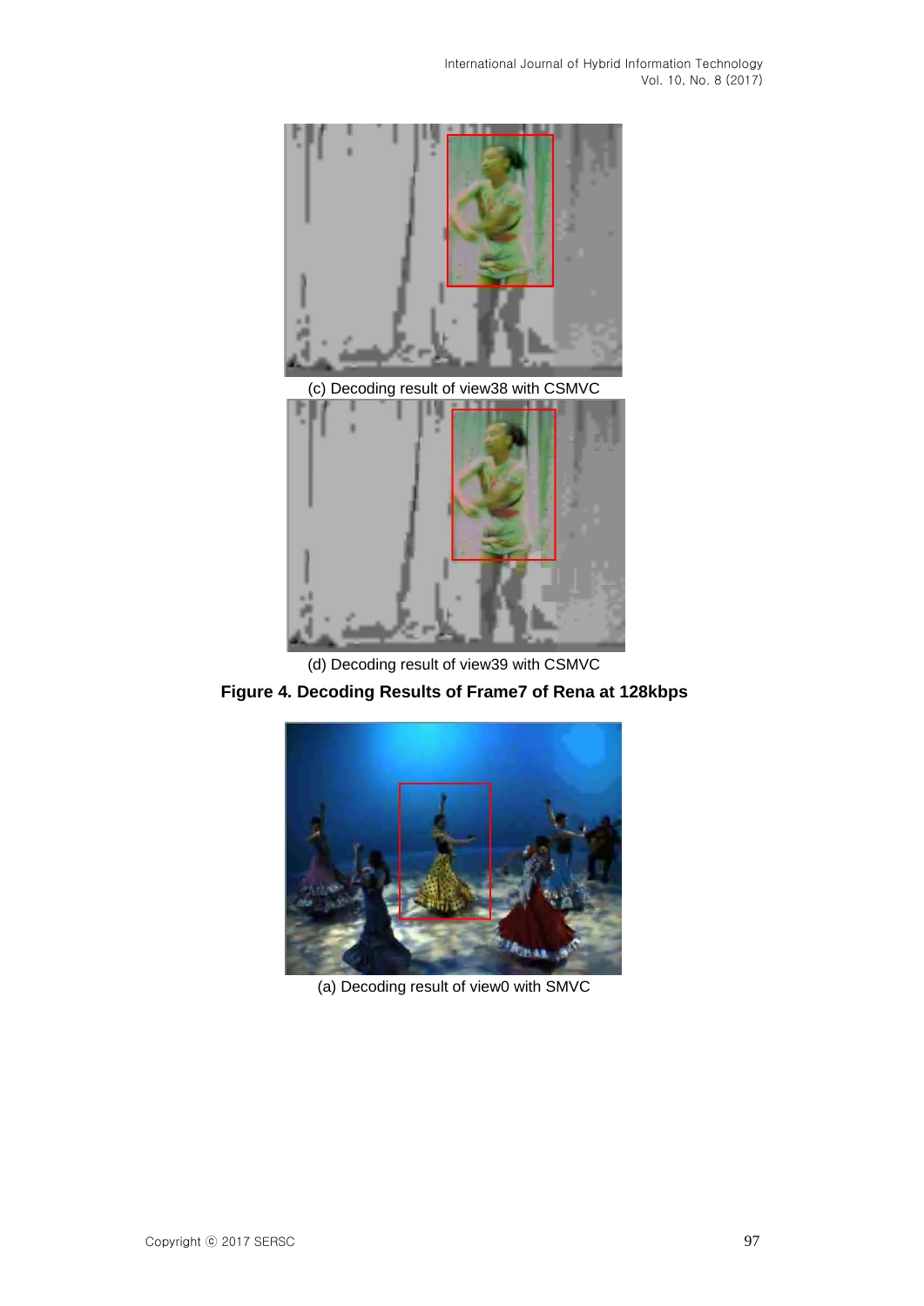(c) Decoding result of view38 with CSMVC

(d) Decoding result of view39 with CSMVC

**Figure 4. Decoding Results of Frame7 of Rena at 128kbps**

(a) Decoding result of view0 with SMVC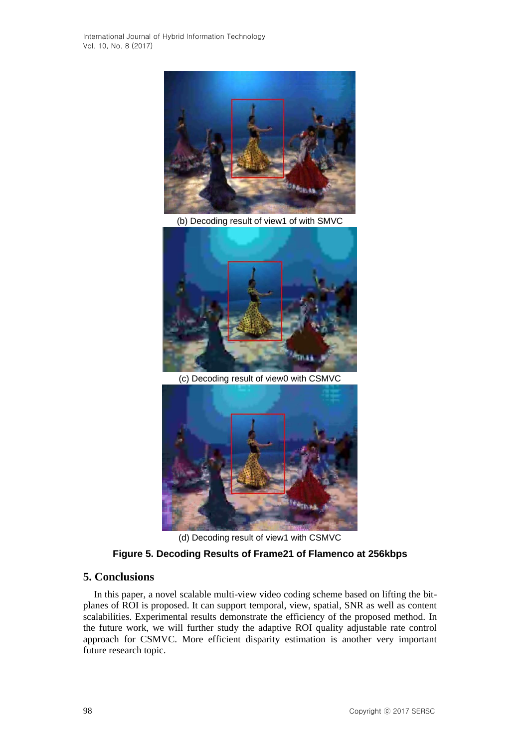(b) Decoding result of view1 of with SMVC

(c) Decoding result of view0 with CSMVC

(d) Decoding result of view1 with CSMVC

**Figure 5. Decoding Results of Frame21 of Flamenco at 256kbps**

## 5. Conclusions

In this paper, a novel scalable multi-view video coding scheme based on lifting the bit-planes of ROI is proposed. It can support temporal, view, spatial, SNR as well as content scalabilities. Experimental results demonstrate the efficiency of the proposed method. In the future work, we will further study the adaptive ROI quality adjustable rate control approach for CSMVC. More efficient disparity estimation is another very important future research topic.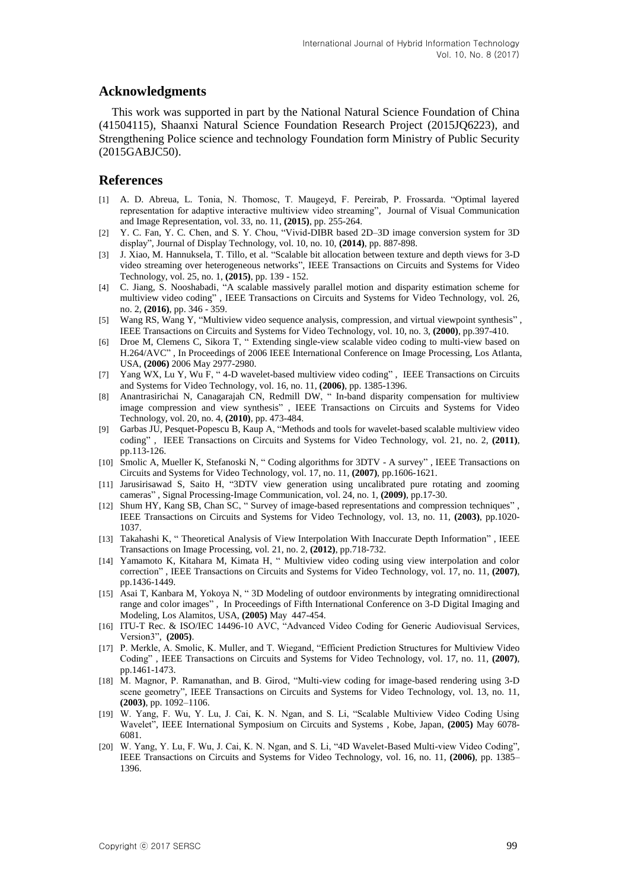## Acknowledgments

This work was supported in part by the National Natural Science Foundation of China (41504115), Shaanxi Natural Science Foundation Research Project (2015JQ6223), and Strengthening Police science and technology Foundation form Ministry of Public Security (2015GABJC50).

## References

[1] A. D. Abreua, L. Tonia, N. Thomosc, T. Maugeyd, F. Pereirab, P. Frossarda. "Optimal layered representation for adaptive interactive multiview video streaming", Journal of Visual Communication and Image Representation, vol. 33, no. 11, **(2015)**, pp. 255-264.

[2] Y. C. Fan, Y. C. Chen, and S. Y. Chou, "Vivid-DIBR based 2D–3D image conversion system for 3D display", Journal of Display Technology, vol. 10, no. 10, **(2014)**, pp. 887-898.

[3] J. Xiao, M. Hannuksela, T. Tillo, et al. "Scalable bit allocation between texture and depth views for 3-D video streaming over heterogeneous networks", IEEE Transactions on Circuits and Systems for Video Technology, vol. 25, no. 1, **(2015)**, pp. 139 - 152.

[4] C. Jiang, S. Nooshabadi, "A scalable massively parallel motion and disparity estimation scheme for multiview video coding" , IEEE Transactions on Circuits and Systems for Video Technology, vol. 26, no. 2, **(2016)**, pp. 346 - 359.

[5] Wang RS, Wang Y, "Multiview video sequence analysis, compression, and virtual viewpoint synthesis" , IEEE Transactions on Circuits and Systems for Video Technology, vol. 10, no. 3, **(2000)**, pp.397-410.

[6] Droe M, Clemens C, Sikora T, " Extending single-view scalable video coding to multi-view based on H.264/AVC" , In Proceedings of 2006 IEEE International Conference on Image Processing, Los Atlanta, USA, **(2006)** 2006 May 2977-2980.

[7] Yang WX, Lu Y, Wu F, " 4-D wavelet-based multiview video coding" , IEEE Transactions on Circuits and Systems for Video Technology, vol. 16, no. 11, **(2006)**, pp. 1385-1396.

[8] Anantrasirichai N, Canagarajah CN, Redmill DW, " In-band disparity compensation for multiview image compression and view synthesis" , IEEE Transactions on Circuits and Systems for Video Technology, vol. 20, no. 4, **(2010)**, pp. 473-484.

[9] Garbas JU, Pesquet-Popescu B, Kaup A, "Methods and tools for wavelet-based scalable multiview video coding" , IEEE Transactions on Circuits and Systems for Video Technology, vol. 21, no. 2, **(2011)**, pp.113-126.

[10] Smolic A, Mueller K, Stefanoski N, " Coding algorithms for 3DTV - A survey" , IEEE Transactions on Circuits and Systems for Video Technology, vol. 17, no. 11, **(2007)**, pp.1606-1621.

[11] Jarusirisawad S, Saito H, "3DTV view generation using uncalibrated pure rotating and zooming cameras" , Signal Processing-Image Communication, vol. 24, no. 1, **(2009)**, pp.17-30.

[12] Shum HY, Kang SB, Chan SC, " Survey of image-based representations and compression techniques" , IEEE Transactions on Circuits and Systems for Video Technology, vol. 13, no. 11, **(2003)**, pp.1020-1037.

[13] Takahashi K, " Theoretical Analysis of View Interpolation With Inaccurate Depth Information" , IEEE Transactions on Image Processing, vol. 21, no. 2, **(2012)**, pp.718-732.

[14] Yamamoto K, Kitahara M, Kimata H, " Multiview video coding using view interpolation and color correction" , IEEE Transactions on Circuits and Systems for Video Technology, vol. 17, no. 11, **(2007)**, pp.1436-1449.

[15] Asai T, Kanbara M, Yokoya N, " 3D Modeling of outdoor environments by integrating omnidirectional range and color images" , In Proceedings of Fifth International Conference on 3-D Digital Imaging and Modeling, Los Alamitos, USA, **(2005)** May 447-454.

[16] ITU-T Rec. & ISO/IEC 14496-10 AVC, "Advanced Video Coding for Generic Audiovisual Services, Version3", **(2005)**.

[17] P. Merkle, A. Smolic, K. Muller, and T. Wiegand, "Efficient Prediction Structures for Multiview Video Coding" , IEEE Transactions on Circuits and Systems for Video Technology, vol. 17, no. 11, **(2007)**, pp.1461-1473.

[18] M. Magnor, P. Ramanathan, and B. Girod, "Multi-view coding for image-based rendering using 3-D scene geometry", IEEE Transactions on Circuits and Systems for Video Technology, vol. 13, no. 11, **(2003)**, pp. 1092–1106.

[19] W. Yang, F. Wu, Y. Lu, J. Cai, K. N. Ngan, and S. Li, "Scalable Multiview Video Coding Using Wavelet", IEEE International Symposium on Circuits and Systems , Kobe, Japan, **(2005)** May 6078-6081.

[20] W. Yang, Y. Lu, F. Wu, J. Cai, K. N. Ngan, and S. Li, "4D Wavelet-Based Multi-view Video Coding", IEEE Transactions on Circuits and Systems for Video Technology, vol. 16, no. 11, **(2006)**, pp. 1385–1396.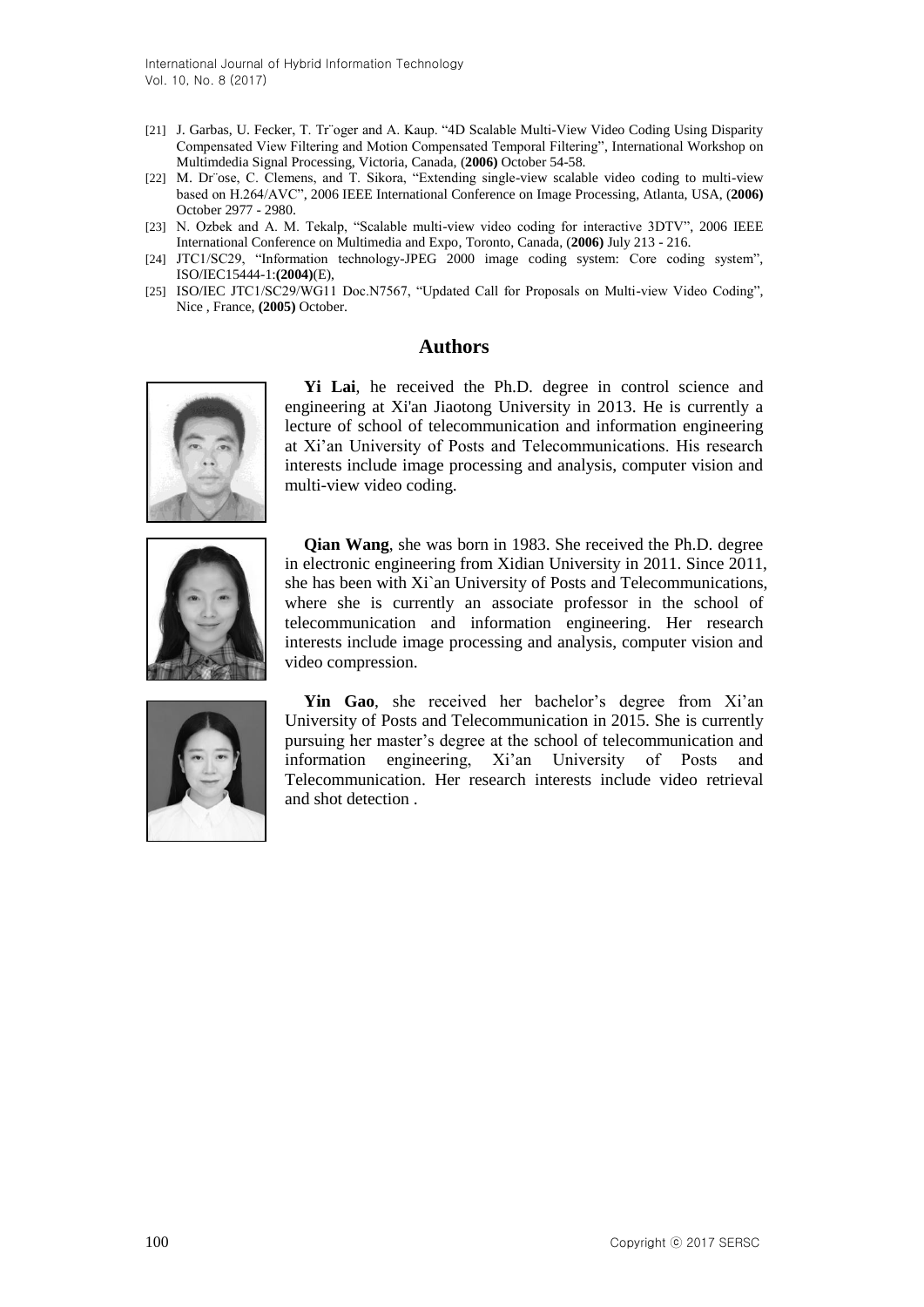[21] J. Garbas, U. Fecker, T. Tr¨oger and A. Kaup. "4D Scalable Multi-View Video Coding Using Disparity Compensated View Filtering and Motion Compensated Temporal Filtering", International Workshop on Multimdedia Signal Processing, Victoria, Canada, (**2006)** October 54-58.

[22] M. Dr¨ose, C. Clemens, and T. Sikora, "Extending single-view scalable video coding to multi-view based on H.264/AVC", 2006 IEEE International Conference on Image Processing, Atlanta, USA, (**2006)** October 2977 - 2980.

[23] N. Ozbek and A. M. Tekalp, "Scalable multi-view video coding for interactive 3DTV", 2006 IEEE International Conference on Multimedia and Expo, Toronto, Canada, (**2006)** July 213 - 216.

[24] JTC1/SC29, "Information technology-JPEG 2000 image coding system: Core coding system", ISO/IEC15444-1:**(2004)**(E),

[25] ISO/IEC JTC1/SC29/WG11 Doc.N7567, "Updated Call for Proposals on Multi-view Video Coding", Nice , France, **(2005)** October.

## Authors

**Yi Lai**, he received the Ph.D. degree in control science and engineering at Xi'an Jiaotong University in 2013. He is currently a lecture of school of telecommunication and information engineering at Xi'an University of Posts and Telecommunications. His research interests include image processing and analysis, computer vision and multi-view video coding.

**Qian Wang**, she was born in 1983. She received the Ph.D. degree in electronic engineering from Xidian University in 2011. Since 2011, she has been with Xi`an University of Posts and Telecommunications, where she is currently an associate professor in the school of telecommunication and information engineering. Her research interests include image processing and analysis, computer vision and video compression.

**Yin Gao**, she received her bachelor's degree from Xi'an University of Posts and Telecommunication in 2015. She is currently pursuing her master's degree at the school of telecommunication and information engineering, Xi'an University of Posts and Telecommunication. Her research interests include video retrieval and shot detection .